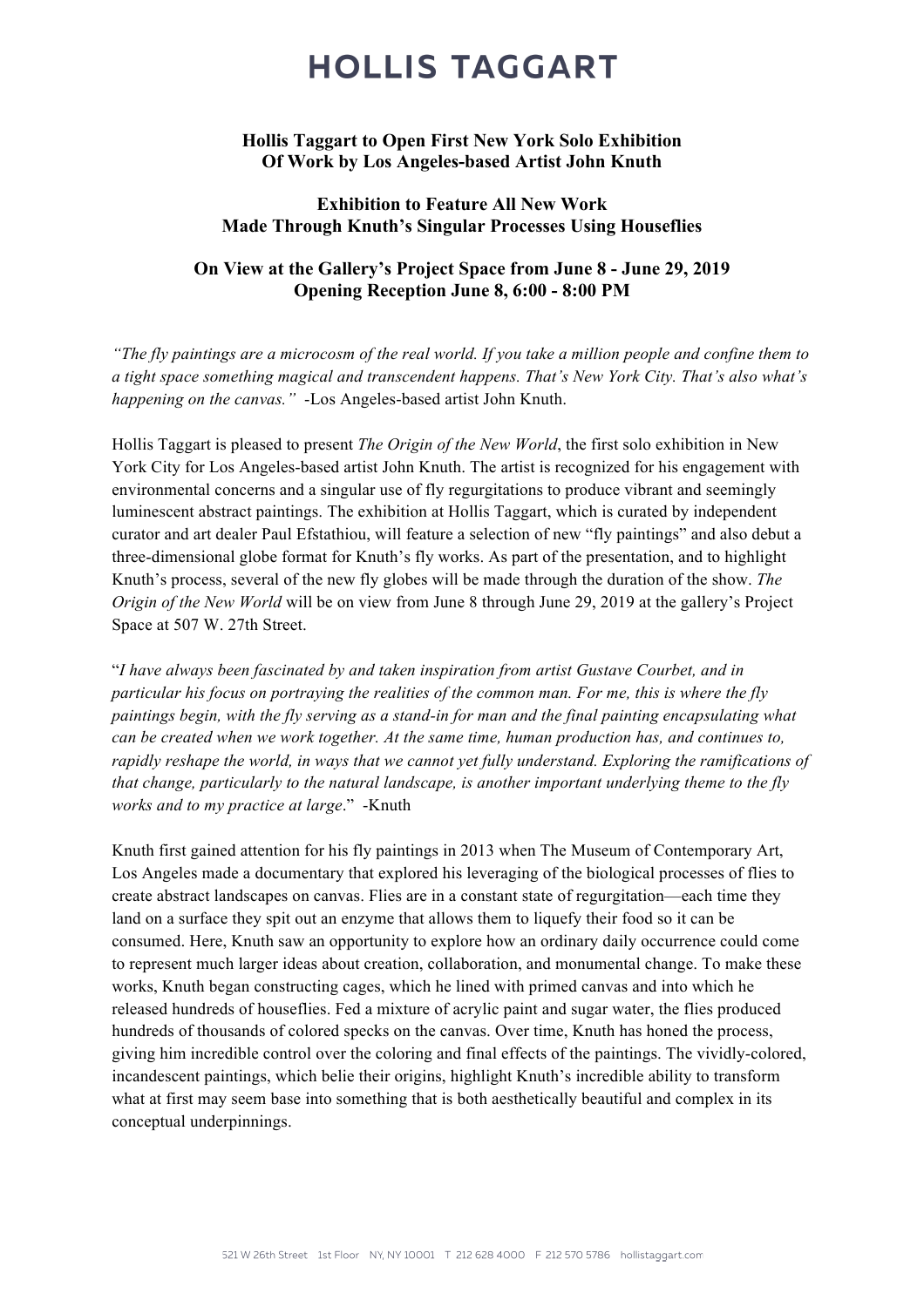# HOLLIS TAGGART

**Hollis Taggart to Open First New York Solo Exhibition**
**Of Work by Los Angeles-based Artist John Knuth**

**Exhibition to Feature All New Work**
**Made Through Knuth's Singular Processes Using Houseflies**

**On View at the Gallery's Project Space from June 8 - June 29, 2019**
**Opening Reception June 8, 6:00 - 8:00 PM**

*"The fly paintings are a microcosm of the real world. If you take a million people and confine them to a tight space something magical and transcendent happens. That's New York City. That's also what's happening on the canvas."* -Los Angeles-based artist John Knuth.

Hollis Taggart is pleased to present *The Origin of the New World*, the first solo exhibition in New York City for Los Angeles-based artist John Knuth. The artist is recognized for his engagement with environmental concerns and a singular use of fly regurgitations to produce vibrant and seemingly luminescent abstract paintings. The exhibition at Hollis Taggart, which is curated by independent curator and art dealer Paul Efstathiou, will feature a selection of new "fly paintings" and also debut a three-dimensional globe format for Knuth's fly works. As part of the presentation, and to highlight Knuth's process, several of the new fly globes will be made through the duration of the show. *The Origin of the New World* will be on view from June 8 through June 29, 2019 at the gallery's Project Space at 507 W. 27th Street.

"*I have always been fascinated by and taken inspiration from artist Gustave Courbet, and in particular his focus on portraying the realities of the common man. For me, this is where the fly paintings begin, with the fly serving as a stand-in for man and the final painting encapsulating what can be created when we work together. At the same time, human production has, and continues to, rapidly reshape the world, in ways that we cannot yet fully understand. Exploring the ramifications of that change, particularly to the natural landscape, is another important underlying theme to the fly works and to my practice at large*." -Knuth

Knuth first gained attention for his fly paintings in 2013 when The Museum of Contemporary Art, Los Angeles made a documentary that explored his leveraging of the biological processes of flies to create abstract landscapes on canvas. Flies are in a constant state of regurgitation—each time they land on a surface they spit out an enzyme that allows them to liquefy their food so it can be consumed. Here, Knuth saw an opportunity to explore how an ordinary daily occurrence could come to represent much larger ideas about creation, collaboration, and monumental change. To make these works, Knuth began constructing cages, which he lined with primed canvas and into which he released hundreds of houseflies. Fed a mixture of acrylic paint and sugar water, the flies produced hundreds of thousands of colored specks on the canvas. Over time, Knuth has honed the process, giving him incredible control over the coloring and final effects of the paintings. The vividly-colored, incandescent paintings, which belie their origins, highlight Knuth's incredible ability to transform what at first may seem base into something that is both aesthetically beautiful and complex in its conceptual underpinnings.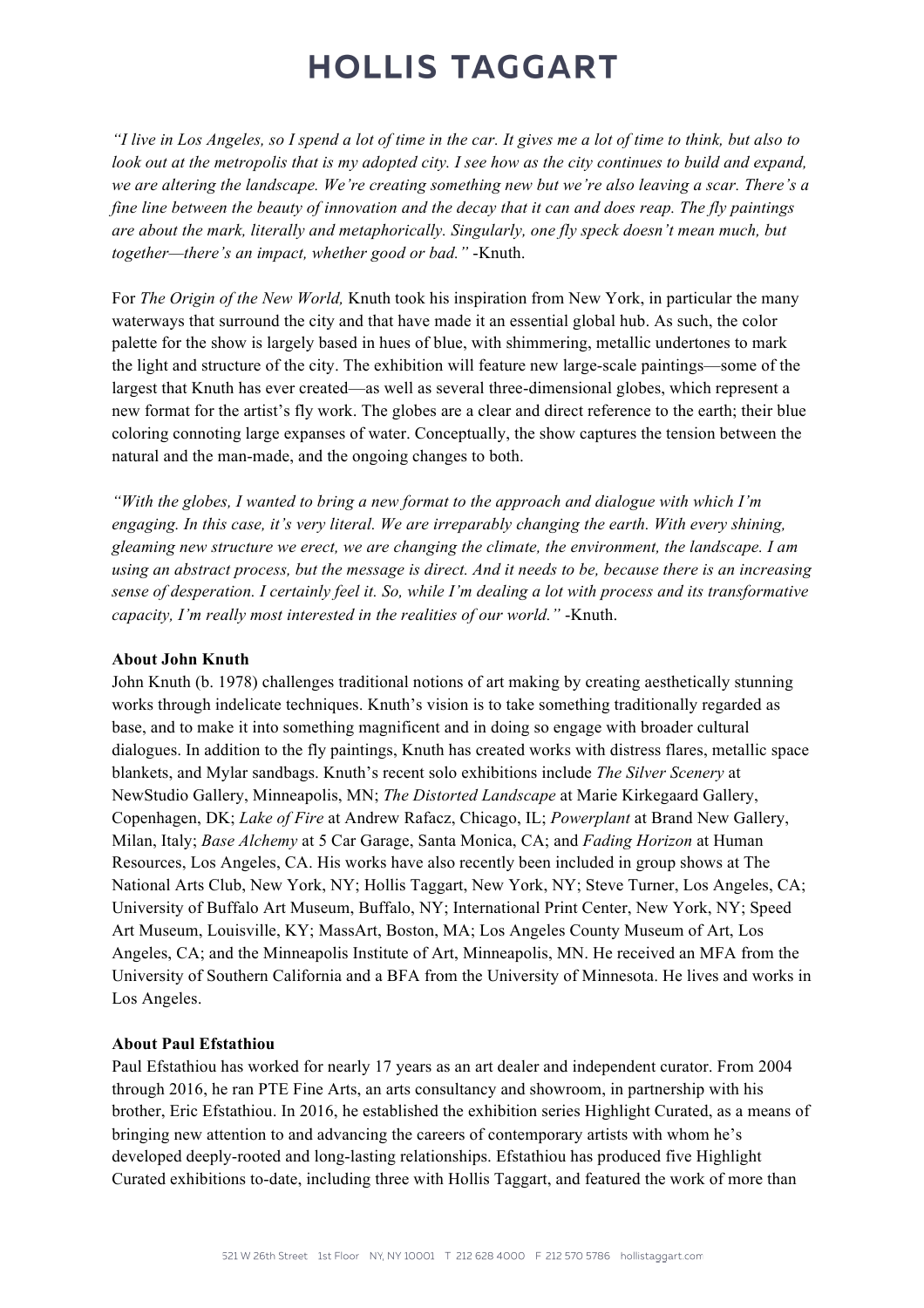*"I live in Los Angeles, so I spend a lot of time in the car. It gives me a lot of time to think, but also to look out at the metropolis that is my adopted city. I see how as the city continues to build and expand, we are altering the landscape. We're creating something new but we're also leaving a scar. There's a fine line between the beauty of innovation and the decay that it can and does reap. The fly paintings are about the mark, literally and metaphorically. Singularly, one fly speck doesn't mean much, but together—there's an impact, whether good or bad."* -Knuth.

For *The Origin of the New World,* Knuth took his inspiration from New York, in particular the many waterways that surround the city and that have made it an essential global hub. As such, the color palette for the show is largely based in hues of blue, with shimmering, metallic undertones to mark the light and structure of the city. The exhibition will feature new large-scale paintings—some of the largest that Knuth has ever created—as well as several three-dimensional globes, which represent a new format for the artist's fly work. The globes are a clear and direct reference to the earth; their blue coloring connoting large expanses of water. Conceptually, the show captures the tension between the natural and the man-made, and the ongoing changes to both.

*"With the globes, I wanted to bring a new format to the approach and dialogue with which I'm engaging. In this case, it's very literal. We are irreparably changing the earth. With every shining, gleaming new structure we erect, we are changing the climate, the environment, the landscape. I am using an abstract process, but the message is direct. And it needs to be, because there is an increasing sense of desperation. I certainly feel it. So, while I'm dealing a lot with process and its transformative capacity, I'm really most interested in the realities of our world."* -Knuth.

**About John Knuth**

John Knuth (b. 1978) challenges traditional notions of art making by creating aesthetically stunning works through indelicate techniques. Knuth's vision is to take something traditionally regarded as base, and to make it into something magnificent and in doing so engage with broader cultural dialogues. In addition to the fly paintings, Knuth has created works with distress flares, metallic space blankets, and Mylar sandbags. Knuth's recent solo exhibitions include *The Silver Scenery* at NewStudio Gallery, Minneapolis, MN; *The Distorted Landscape* at Marie Kirkegaard Gallery, Copenhagen, DK; *Lake of Fire* at Andrew Rafacz, Chicago, IL; *Powerplant* at Brand New Gallery, Milan, Italy; *Base Alchemy* at 5 Car Garage, Santa Monica, CA; and *Fading Horizon* at Human Resources, Los Angeles, CA. His works have also recently been included in group shows at The National Arts Club, New York, NY; Hollis Taggart, New York, NY; Steve Turner, Los Angeles, CA; University of Buffalo Art Museum, Buffalo, NY; International Print Center, New York, NY; Speed Art Museum, Louisville, KY; MassArt, Boston, MA; Los Angeles County Museum of Art, Los Angeles, CA; and the Minneapolis Institute of Art, Minneapolis, MN. He received an MFA from the University of Southern California and a BFA from the University of Minnesota. He lives and works in Los Angeles.

**About Paul Efstathiou**

Paul Efstathiou has worked for nearly 17 years as an art dealer and independent curator. From 2004 through 2016, he ran PTE Fine Arts, an arts consultancy and showroom, in partnership with his brother, Eric Efstathiou. In 2016, he established the exhibition series Highlight Curated, as a means of bringing new attention to and advancing the careers of contemporary artists with whom he's developed deeply-rooted and long-lasting relationships. Efstathiou has produced five Highlight Curated exhibitions to-date, including three with Hollis Taggart, and featured the work of more than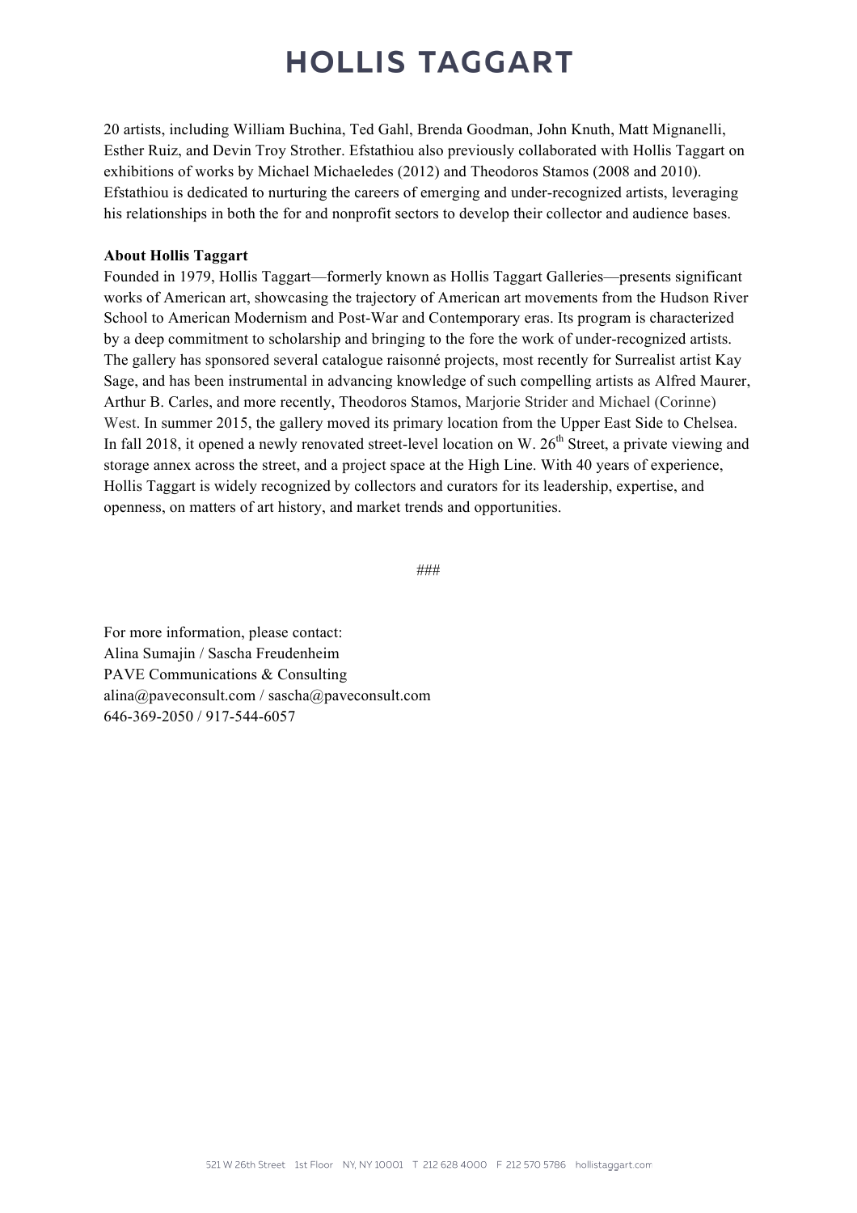20 artists, including William Buchina, Ted Gahl, Brenda Goodman, John Knuth, Matt Mignanelli, Esther Ruiz, and Devin Troy Strother. Efstathiou also previously collaborated with Hollis Taggart on exhibitions of works by Michael Michaeledes (2012) and Theodoros Stamos (2008 and 2010). Efstathiou is dedicated to nurturing the careers of emerging and under-recognized artists, leveraging his relationships in both the for and nonprofit sectors to develop their collector and audience bases.

**About Hollis Taggart**

Founded in 1979, Hollis Taggart—formerly known as Hollis Taggart Galleries—presents significant works of American art, showcasing the trajectory of American art movements from the Hudson River School to American Modernism and Post-War and Contemporary eras. Its program is characterized by a deep commitment to scholarship and bringing to the fore the work of under-recognized artists. The gallery has sponsored several catalogue raisonné projects, most recently for Surrealist artist Kay Sage, and has been instrumental in advancing knowledge of such compelling artists as Alfred Maurer, Arthur B. Carles, and more recently, Theodoros Stamos, Marjorie Strider and Michael (Corinne) West. In summer 2015, the gallery moved its primary location from the Upper East Side to Chelsea. In fall 2018, it opened a newly renovated street-level location on W. 26th Street, a private viewing and storage annex across the street, and a project space at the High Line. With 40 years of experience, Hollis Taggart is widely recognized by collectors and curators for its leadership, expertise, and openness, on matters of art history, and market trends and opportunities.

###

For more information, please contact:
Alina Sumajin / Sascha Freudenheim
PAVE Communications & Consulting
alina@paveconsult.com / sascha@paveconsult.com
646-369-2050 / 917-544-6057